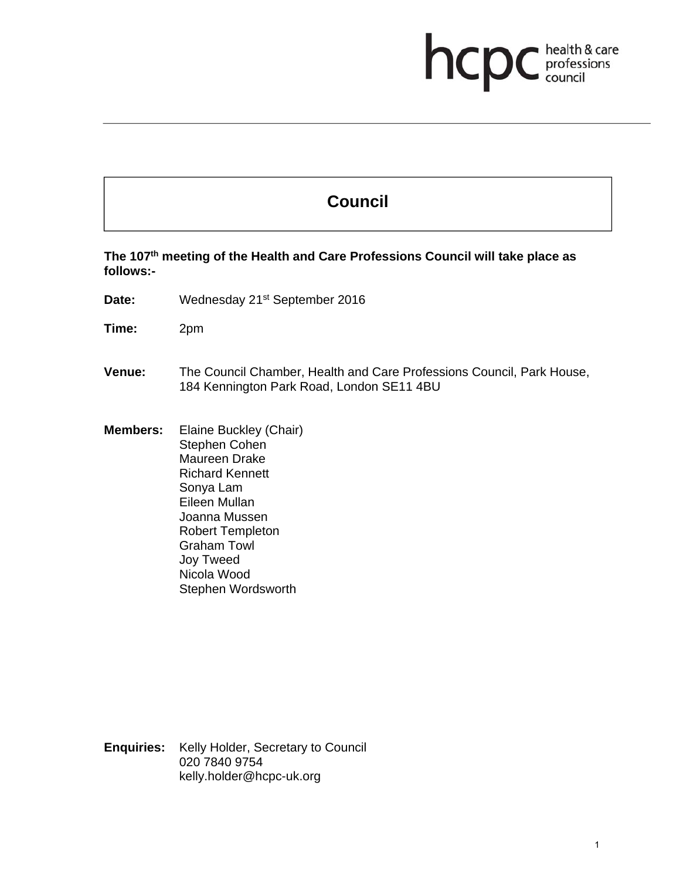hcpc health & care professions council

# Council

**The 107th meeting of the Health and Care Professions Council will take place as follows:-**

**Date:** Wednesday 21st September 2016

**Time:** 2pm

**Venue:** The Council Chamber, Health and Care Professions Council, Park House, 184 Kennington Park Road, London SE11 4BU

**Members:** Elaine Buckley (Chair)
Stephen Cohen
Maureen Drake
Richard Kennett
Sonya Lam
Eileen Mullan
Joanna Mussen
Robert Templeton
Graham Towl
Joy Tweed
Nicola Wood
Stephen Wordsworth

**Enquiries:** Kelly Holder, Secretary to Council
020 7840 9754
kelly.holder@hcpc-uk.org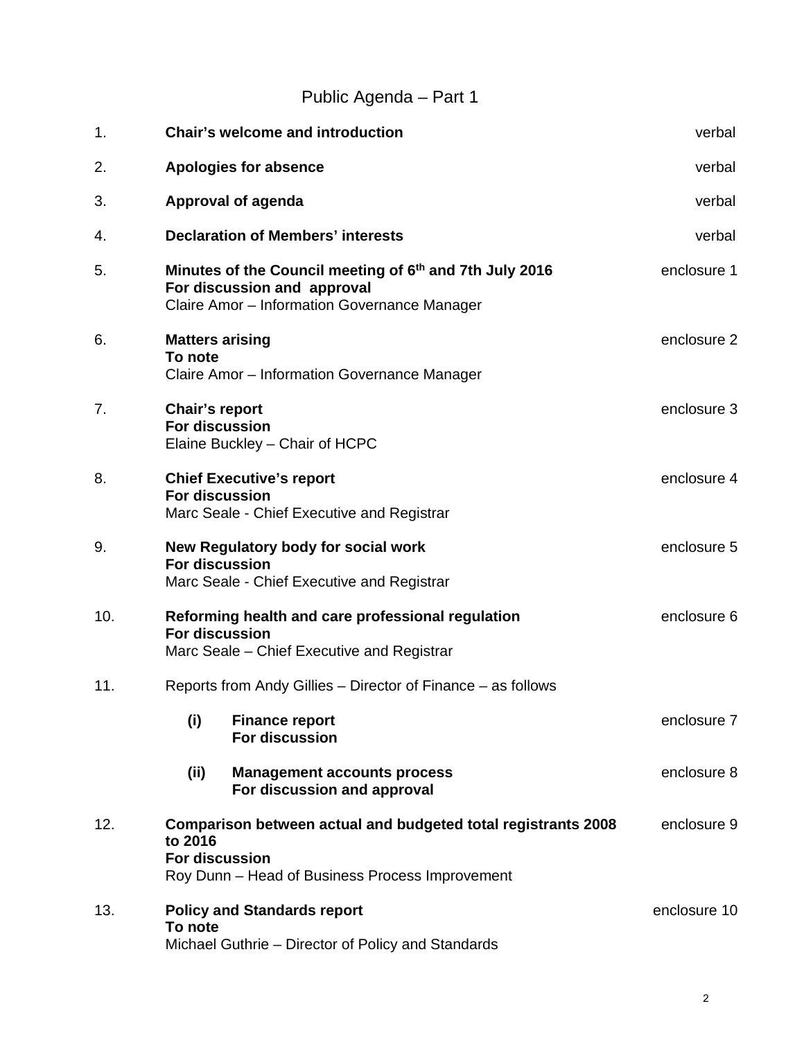## Public Agenda – Part 1

| | | |
|---|---|---|
| 1. | **Chair's welcome and introduction** | verbal |
| 2. | **Apologies for absence** | verbal |
| 3. | **Approval of agenda** | verbal |
| 4. | **Declaration of Members' interests** | verbal |
| 5. | **Minutes of the Council meeting of 6th and 7th July 2016**<br>**For discussion and approval**<br>Claire Amor – Information Governance Manager | enclosure 1 |
| 6. | **Matters arising**<br>**To note**<br>Claire Amor – Information Governance Manager | enclosure 2 |
| 7. | **Chair's report**<br>**For discussion**<br>Elaine Buckley – Chair of HCPC | enclosure 3 |
| 8. | **Chief Executive's report**<br>**For discussion**<br>Marc Seale - Chief Executive and Registrar | enclosure 4 |
| 9. | **New Regulatory body for social work**<br>**For discussion**<br>Marc Seale - Chief Executive and Registrar | enclosure 5 |
| 10. | **Reforming health and care professional regulation**<br>**For discussion**<br>Marc Seale – Chief Executive and Registrar | enclosure 6 |
| 11. | Reports from Andy Gillies – Director of Finance – as follows | |
| | **(i) Finance report**<br>**For discussion** | enclosure 7 |
| | **(ii) Management accounts process**<br>**For discussion and approval** | enclosure 8 |
| 12. | **Comparison between actual and budgeted total registrants 2008 to 2016**<br>**For discussion**<br>Roy Dunn – Head of Business Process Improvement | enclosure 9 |
| 13. | **Policy and Standards report**<br>**To note**<br>Michael Guthrie – Director of Policy and Standards | enclosure 10 |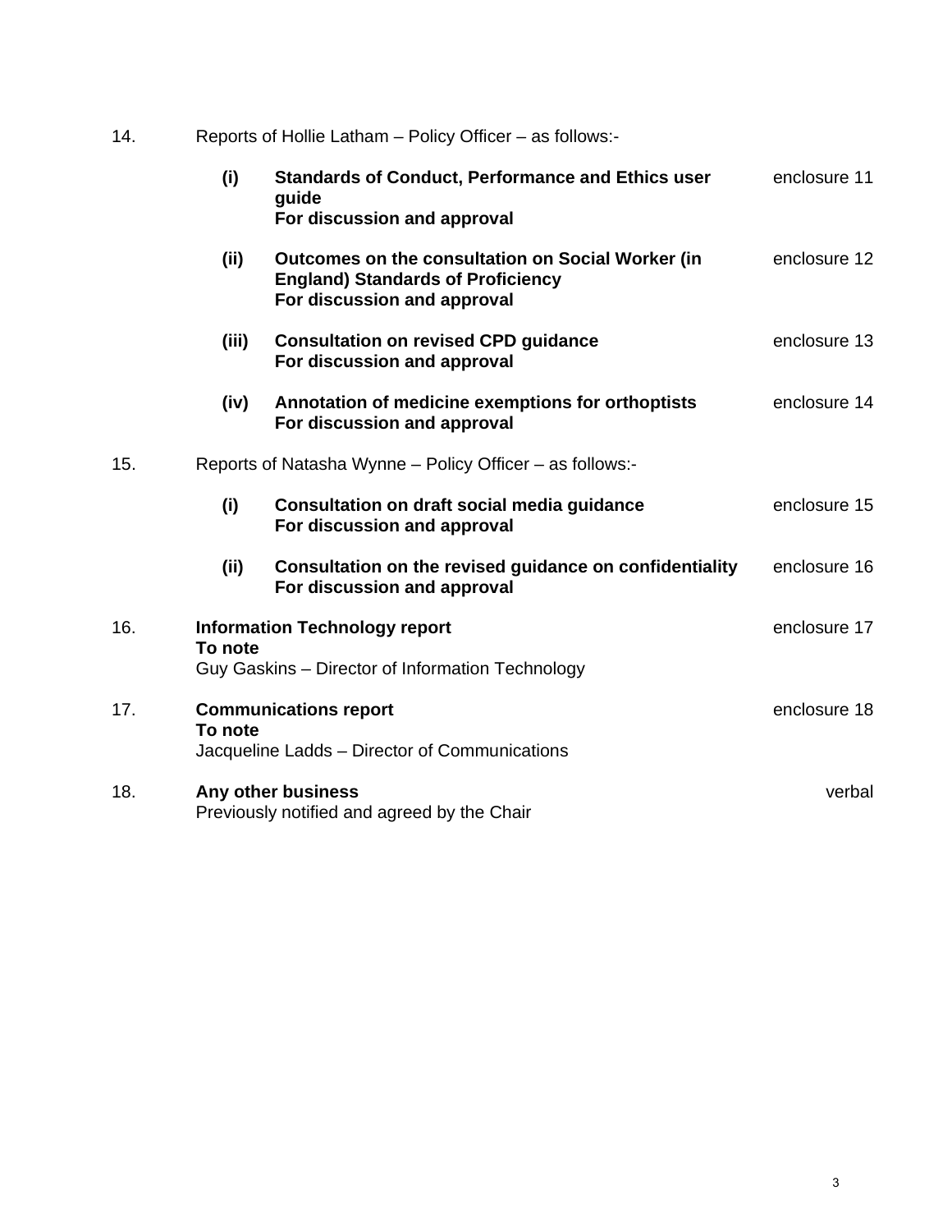14. Reports of Hollie Latham – Policy Officer – as follows:-

| | | |
|---|---|---|
| **(i)** | **Standards of Conduct, Performance and Ethics user guide**<br>**For discussion and approval** | enclosure 11 |
| **(ii)** | **Outcomes on the consultation on Social Worker (in England) Standards of Proficiency**<br>**For discussion and approval** | enclosure 12 |
| **(iii)** | **Consultation on revised CPD guidance**<br>**For discussion and approval** | enclosure 13 |
| **(iv)** | **Annotation of medicine exemptions for orthoptists**<br>**For discussion and approval** | enclosure 14 |

15. Reports of Natasha Wynne – Policy Officer – as follows:-

| | | |
|---|---|---|
| **(i)** | **Consultation on draft social media guidance**<br>**For discussion and approval** | enclosure 15 |
| **(ii)** | **Consultation on the revised guidance on confidentiality**<br>**For discussion and approval** | enclosure 16 |

16. **Information Technology report** — enclosure 17
**To note**
Guy Gaskins – Director of Information Technology

17. **Communications report** — enclosure 18
**To note**
Jacqueline Ladds – Director of Communications

18. **Any other business** — verbal
Previously notified and agreed by the Chair